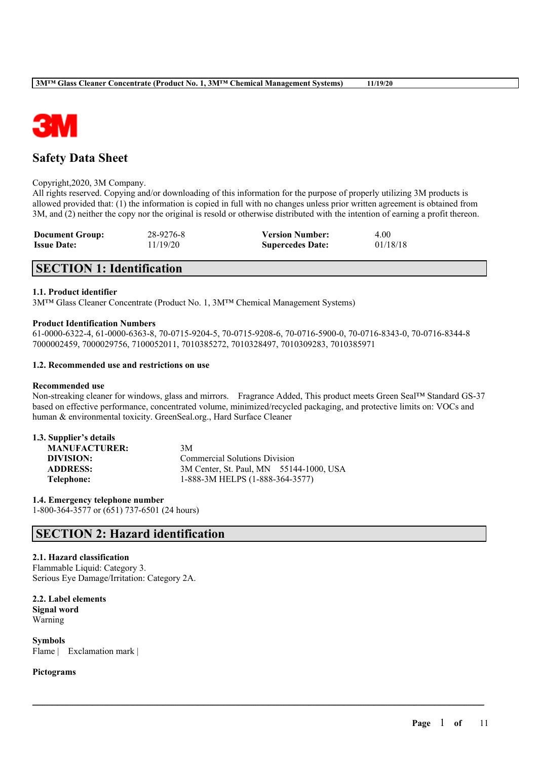# Safety Data Sheet

Copyright,2020, 3M Company.
All rights reserved. Copying and/or downloading of this information for the purpose of properly utilizing 3M products is allowed provided that: (1) the information is copied in full with no changes unless prior written agreement is obtained from 3M, and (2) neither the copy nor the original is resold or otherwise distributed with the intention of earning a profit thereon.

| | | | |
|---|---|---|---|
| **Document Group:** | 28-9276-8 | **Version Number:** | 4.00 |
| **Issue Date:** | 11/19/20 | **Supercedes Date:** | 01/18/18 |

## SECTION 1: Identification

### 1.1. Product identifier

3M™ Glass Cleaner Concentrate (Product No. 1, 3M™ Chemical Management Systems)

### Product Identification Numbers

61-0000-6322-4, 61-0000-6363-8, 70-0715-9204-5, 70-0715-9208-6, 70-0716-5900-0, 70-0716-8343-0, 70-0716-8344-8
7000002459, 7000029756, 7100052011, 7010385272, 7010328497, 7010309283, 7010385971

### 1.2. Recommended use and restrictions on use

### Recommended use

Non-streaking cleaner for windows, glass and mirrors. Fragrance Added, This product meets Green Seal™ Standard GS-37 based on effective performance, concentrated volume, minimized/recycled packaging, and protective limits on: VOCs and human & environmental toxicity. GreenSeal.org., Hard Surface Cleaner

### 1.3. Supplier's details

| | |
|---|---|
| **MANUFACTURER:** | 3M |
| **DIVISION:** | Commercial Solutions Division |
| **ADDRESS:** | 3M Center, St. Paul, MN 55144-1000, USA |
| **Telephone:** | 1-888-3M HELPS (1-888-364-3577) |

### 1.4. Emergency telephone number

1-800-364-3577 or (651) 737-6501 (24 hours)

## SECTION 2: Hazard identification

### 2.1. Hazard classification

Flammable Liquid: Category 3.
Serious Eye Damage/Irritation: Category 2A.

### 2.2. Label elements

**Signal word**
Warning

**Symbols**
Flame | Exclamation mark |

**Pictograms**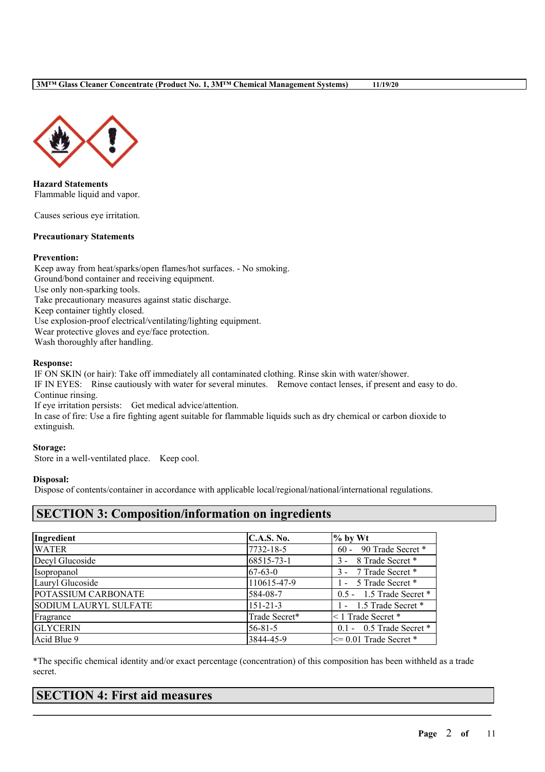**Hazard Statements**
Flammable liquid and vapor.

Causes serious eye irritation.

**Precautionary Statements**

**Prevention:**
Keep away from heat/sparks/open flames/hot surfaces. - No smoking.
Ground/bond container and receiving equipment.
Use only non-sparking tools.
Take precautionary measures against static discharge.
Keep container tightly closed.
Use explosion-proof electrical/ventilating/lighting equipment.
Wear protective gloves and eye/face protection.
Wash thoroughly after handling.

**Response:**
IF ON SKIN (or hair): Take off immediately all contaminated clothing. Rinse skin with water/shower.
IF IN EYES: Rinse cautiously with water for several minutes. Remove contact lenses, if present and easy to do. Continue rinsing.
If eye irritation persists: Get medical advice/attention.
In case of fire: Use a fire fighting agent suitable for flammable liquids such as dry chemical or carbon dioxide to extinguish.

**Storage:**
Store in a well-ventilated place. Keep cool.

**Disposal:**
Dispose of contents/container in accordance with applicable local/regional/national/international regulations.

## SECTION 3: Composition/information on ingredients

| Ingredient | C.A.S. No. | % by Wt |
|---|---|---|
| WATER | 7732-18-5 | 60 - 90 Trade Secret * |
| Decyl Glucoside | 68515-73-1 | 3 - 8 Trade Secret * |
| Isopropanol | 67-63-0 | 3 - 7 Trade Secret * |
| Lauryl Glucoside | 110615-47-9 | 1 - 5 Trade Secret * |
| POTASSIUM CARBONATE | 584-08-7 | 0.5 - 1.5 Trade Secret * |
| SODIUM LAURYL SULFATE | 151-21-3 | 1 - 1.5 Trade Secret * |
| Fragrance | Trade Secret* | < 1 Trade Secret * |
| GLYCERIN | 56-81-5 | 0.1 - 0.5 Trade Secret * |
| Acid Blue 9 | 3844-45-9 | <= 0.01 Trade Secret * |

*The specific chemical identity and/or exact percentage (concentration) of this composition has been withheld as a trade secret.

## SECTION 4: First aid measures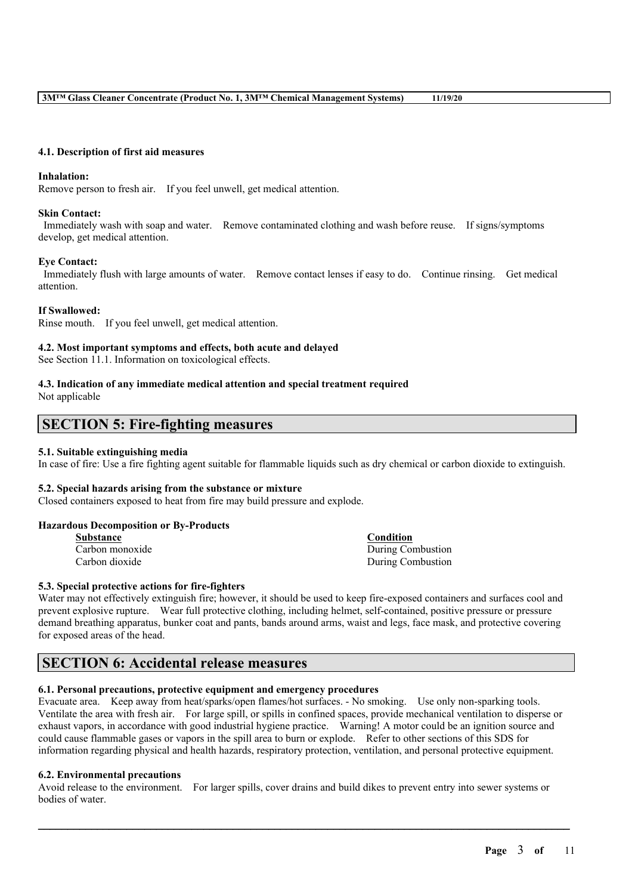#### 4.1. Description of first aid measures

**Inhalation:**
Remove person to fresh air. If you feel unwell, get medical attention.

**Skin Contact:**
Immediately wash with soap and water. Remove contaminated clothing and wash before reuse. If signs/symptoms develop, get medical attention.

**Eye Contact:**
Immediately flush with large amounts of water. Remove contact lenses if easy to do. Continue rinsing. Get medical attention.

**If Swallowed:**
Rinse mouth. If you feel unwell, get medical attention.

#### 4.2. Most important symptoms and effects, both acute and delayed
See Section 11.1. Information on toxicological effects.

#### 4.3. Indication of any immediate medical attention and special treatment required
Not applicable

## SECTION 5: Fire-fighting measures

#### 5.1. Suitable extinguishing media
In case of fire: Use a fire fighting agent suitable for flammable liquids such as dry chemical or carbon dioxide to extinguish.

#### 5.2. Special hazards arising from the substance or mixture
Closed containers exposed to heat from fire may build pressure and explode.

**Hazardous Decomposition or By-Products**

| Substance | Condition |
|---|---|
| Carbon monoxide | During Combustion |
| Carbon dioxide | During Combustion |

#### 5.3. Special protective actions for fire-fighters
Water may not effectively extinguish fire; however, it should be used to keep fire-exposed containers and surfaces cool and prevent explosive rupture. Wear full protective clothing, including helmet, self-contained, positive pressure or pressure demand breathing apparatus, bunker coat and pants, bands around arms, waist and legs, face mask, and protective covering for exposed areas of the head.

## SECTION 6: Accidental release measures

#### 6.1. Personal precautions, protective equipment and emergency procedures
Evacuate area. Keep away from heat/sparks/open flames/hot surfaces. - No smoking. Use only non-sparking tools. Ventilate the area with fresh air. For large spill, or spills in confined spaces, provide mechanical ventilation to disperse or exhaust vapors, in accordance with good industrial hygiene practice. Warning! A motor could be an ignition source and could cause flammable gases or vapors in the spill area to burn or explode. Refer to other sections of this SDS for information regarding physical and health hazards, respiratory protection, ventilation, and personal protective equipment.

#### 6.2. Environmental precautions
Avoid release to the environment. For larger spills, cover drains and build dikes to prevent entry into sewer systems or bodies of water.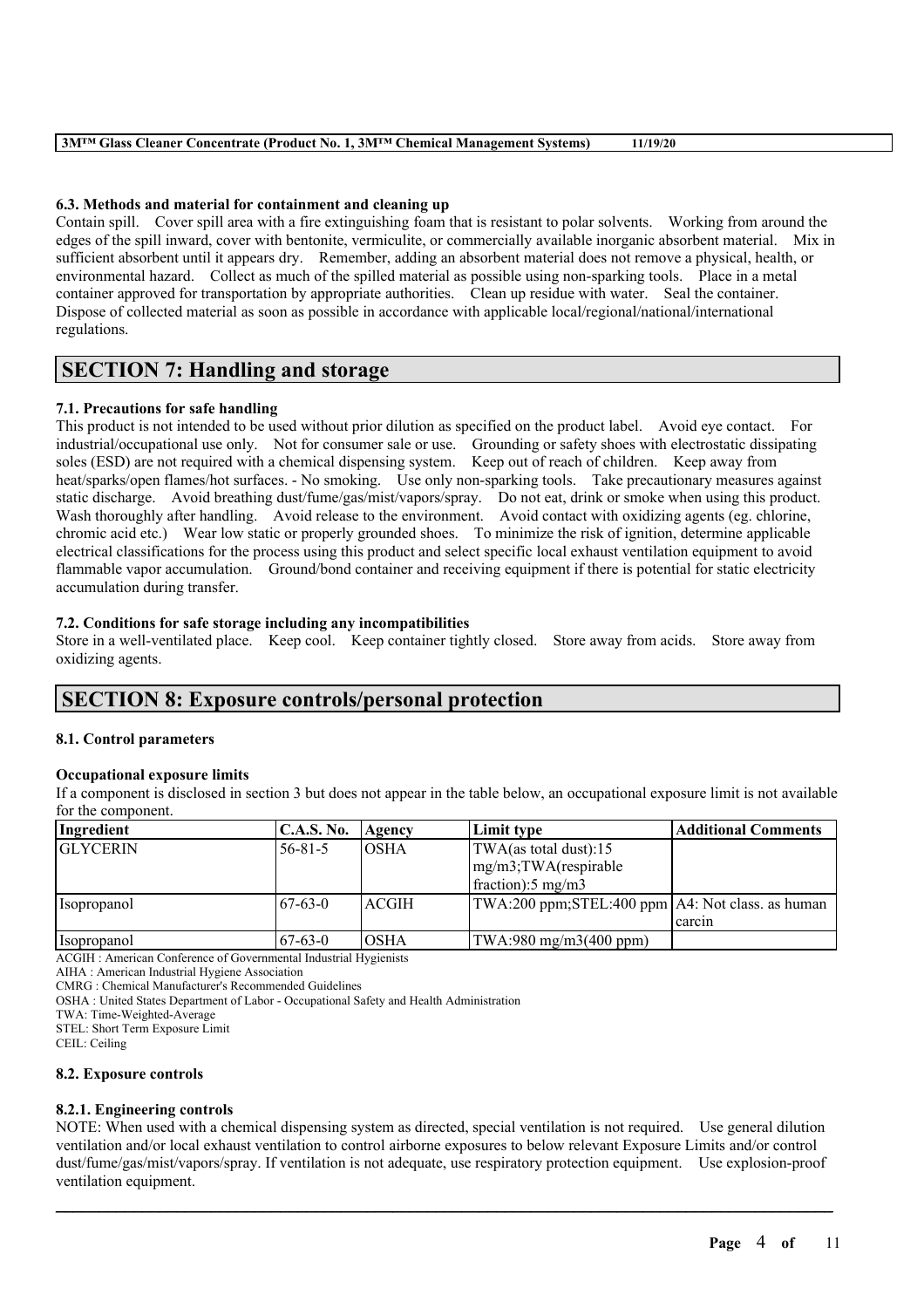### 6.3. Methods and material for containment and cleaning up

Contain spill. Cover spill area with a fire extinguishing foam that is resistant to polar solvents. Working from around the edges of the spill inward, cover with bentonite, vermiculite, or commercially available inorganic absorbent material. Mix in sufficient absorbent until it appears dry. Remember, adding an absorbent material does not remove a physical, health, or environmental hazard. Collect as much of the spilled material as possible using non-sparking tools. Place in a metal container approved for transportation by appropriate authorities. Clean up residue with water. Seal the container. Dispose of collected material as soon as possible in accordance with applicable local/regional/national/international regulations.

## SECTION 7: Handling and storage

### 7.1. Precautions for safe handling

This product is not intended to be used without prior dilution as specified on the product label. Avoid eye contact. For industrial/occupational use only. Not for consumer sale or use. Grounding or safety shoes with electrostatic dissipating soles (ESD) are not required with a chemical dispensing system. Keep out of reach of children. Keep away from heat/sparks/open flames/hot surfaces. - No smoking. Use only non-sparking tools. Take precautionary measures against static discharge. Avoid breathing dust/fume/gas/mist/vapors/spray. Do not eat, drink or smoke when using this product. Wash thoroughly after handling. Avoid release to the environment. Avoid contact with oxidizing agents (eg. chlorine, chromic acid etc.) Wear low static or properly grounded shoes. To minimize the risk of ignition, determine applicable electrical classifications for the process using this product and select specific local exhaust ventilation equipment to avoid flammable vapor accumulation. Ground/bond container and receiving equipment if there is potential for static electricity accumulation during transfer.

### 7.2. Conditions for safe storage including any incompatibilities

Store in a well-ventilated place. Keep cool. Keep container tightly closed. Store away from acids. Store away from oxidizing agents.

## SECTION 8: Exposure controls/personal protection

### 8.1. Control parameters

**Occupational exposure limits**

If a component is disclosed in section 3 but does not appear in the table below, an occupational exposure limit is not available for the component.

| Ingredient | C.A.S. No. | Agency | Limit type | Additional Comments |
|---|---|---|---|---|
| GLYCERIN | 56-81-5 | OSHA | TWA(as total dust):15 mg/m3;TWA(respirable fraction):5 mg/m3 | |
| Isopropanol | 67-63-0 | ACGIH | TWA:200 ppm;STEL:400 ppm | A4: Not class. as human carcin |
| Isopropanol | 67-63-0 | OSHA | TWA:980 mg/m3(400 ppm) | |

ACGIH : American Conference of Governmental Industrial Hygienists
AIHA : American Industrial Hygiene Association
CMRG : Chemical Manufacturer's Recommended Guidelines
OSHA : United States Department of Labor - Occupational Safety and Health Administration
TWA: Time-Weighted-Average
STEL: Short Term Exposure Limit
CEIL: Ceiling

### 8.2. Exposure controls

#### 8.2.1. Engineering controls

NOTE: When used with a chemical dispensing system as directed, special ventilation is not required. Use general dilution ventilation and/or local exhaust ventilation to control airborne exposures to below relevant Exposure Limits and/or control dust/fume/gas/mist/vapors/spray. If ventilation is not adequate, use respiratory protection equipment. Use explosion-proof ventilation equipment.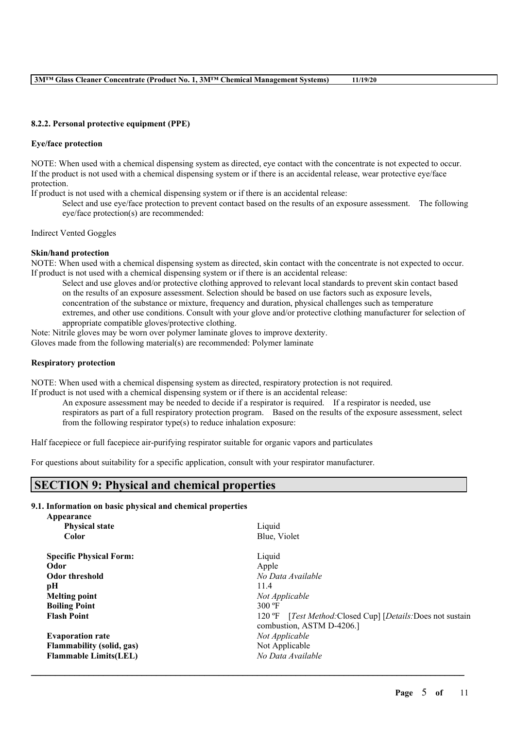#### 8.2.2. Personal protective equipment (PPE)

**Eye/face protection**

NOTE: When used with a chemical dispensing system as directed, eye contact with the concentrate is not expected to occur. If the product is not used with a chemical dispensing system or if there is an accidental release, wear protective eye/face protection.

If product is not used with a chemical dispensing system or if there is an accidental release:

Select and use eye/face protection to prevent contact based on the results of an exposure assessment. The following eye/face protection(s) are recommended:

Indirect Vented Goggles

**Skin/hand protection**

NOTE: When used with a chemical dispensing system as directed, skin contact with the concentrate is not expected to occur. If product is not used with a chemical dispensing system or if there is an accidental release:

Select and use gloves and/or protective clothing approved to relevant local standards to prevent skin contact based on the results of an exposure assessment. Selection should be based on use factors such as exposure levels, concentration of the substance or mixture, frequency and duration, physical challenges such as temperature extremes, and other use conditions. Consult with your glove and/or protective clothing manufacturer for selection of appropriate compatible gloves/protective clothing.

Note: Nitrile gloves may be worn over polymer laminate gloves to improve dexterity.

Gloves made from the following material(s) are recommended: Polymer laminate

**Respiratory protection**

NOTE: When used with a chemical dispensing system as directed, respiratory protection is not required.

If product is not used with a chemical dispensing system or if there is an accidental release:

An exposure assessment may be needed to decide if a respirator is required. If a respirator is needed, use respirators as part of a full respiratory protection program. Based on the results of the exposure assessment, select from the following respirator type(s) to reduce inhalation exposure:

Half facepiece or full facepiece air-purifying respirator suitable for organic vapors and particulates

For questions about suitability for a specific application, consult with your respirator manufacturer.

## SECTION 9: Physical and chemical properties

#### 9.1. Information on basic physical and chemical properties

| | |
|---|---|
| **Appearance** | |
| **Physical state** | Liquid |
| **Color** | Blue, Violet |
| **Specific Physical Form:** | Liquid |
| **Odor** | Apple |
| **Odor threshold** | *No Data Available* |
| **pH** | 11.4 |
| **Melting point** | *Not Applicable* |
| **Boiling Point** | 300 ºF |
| **Flash Point** | 120 ºF [*Test Method:*Closed Cup] [*Details:*Does not sustain combustion, ASTM D-4206.] |
| **Evaporation rate** | *Not Applicable* |
| **Flammability (solid, gas)** | Not Applicable |
| **Flammable Limits(LEL)** | *No Data Available* |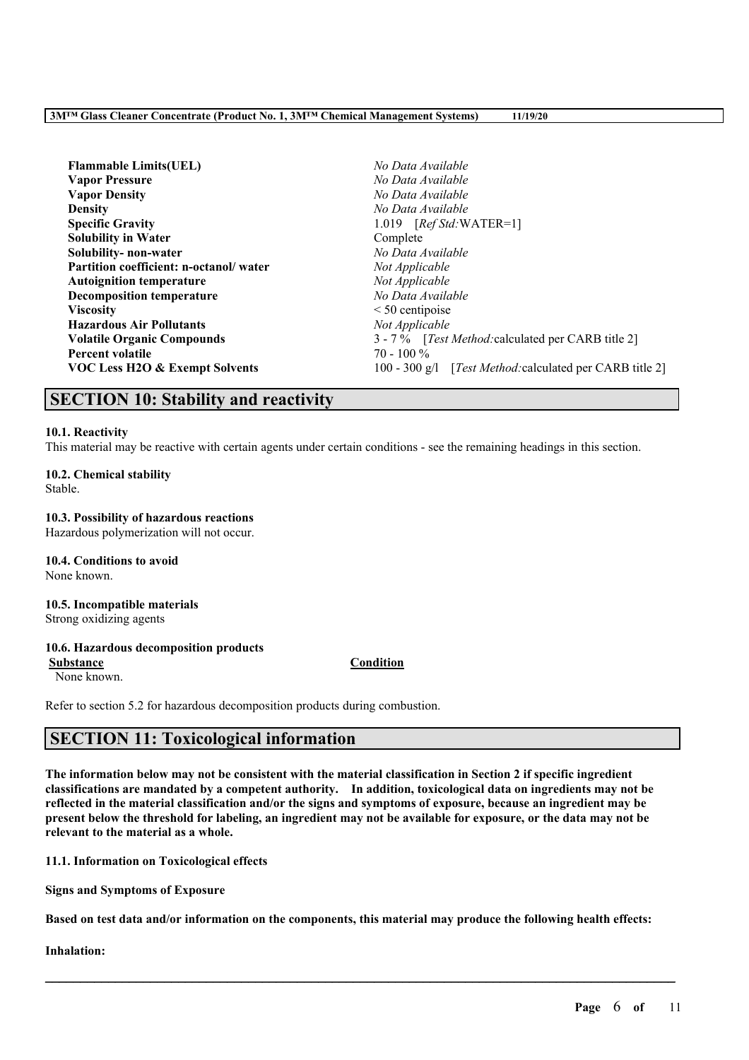| | |
|---|---|
| **Flammable Limits(UEL)** | *No Data Available* |
| **Vapor Pressure** | *No Data Available* |
| **Vapor Density** | *No Data Available* |
| **Density** | *No Data Available* |
| **Specific Gravity** | 1.019 [*Ref Std:*WATER=1] |
| **Solubility in Water** | Complete |
| **Solubility- non-water** | *No Data Available* |
| **Partition coefficient: n-octanol/ water** | *Not Applicable* |
| **Autoignition temperature** | *Not Applicable* |
| **Decomposition temperature** | *No Data Available* |
| **Viscosity** | < 50 centipoise |
| **Hazardous Air Pollutants** | *Not Applicable* |
| **Volatile Organic Compounds** | 3 - 7 % [*Test Method:*calculated per CARB title 2] |
| **Percent volatile** | 70 - 100 % |
| **VOC Less H2O & Exempt Solvents** | 100 - 300 g/l [*Test Method:*calculated per CARB title 2] |

## SECTION 10: Stability and reactivity

**10.1. Reactivity**

This material may be reactive with certain agents under certain conditions - see the remaining headings in this section.

**10.2. Chemical stability**

Stable.

**10.3. Possibility of hazardous reactions**

Hazardous polymerization will not occur.

**10.4. Conditions to avoid**

None known.

**10.5. Incompatible materials**

Strong oxidizing agents

**10.6. Hazardous decomposition products**

| Substance | Condition |
|---|---|
| None known. | |

Refer to section 5.2 for hazardous decomposition products during combustion.

## SECTION 11: Toxicological information

**The information below may not be consistent with the material classification in Section 2 if specific ingredient classifications are mandated by a competent authority. In addition, toxicological data on ingredients may not be reflected in the material classification and/or the signs and symptoms of exposure, because an ingredient may be present below the threshold for labeling, an ingredient may not be available for exposure, or the data may not be relevant to the material as a whole.**

**11.1. Information on Toxicological effects**

**Signs and Symptoms of Exposure**

**Based on test data and/or information on the components, this material may produce the following health effects:**

**Inhalation:**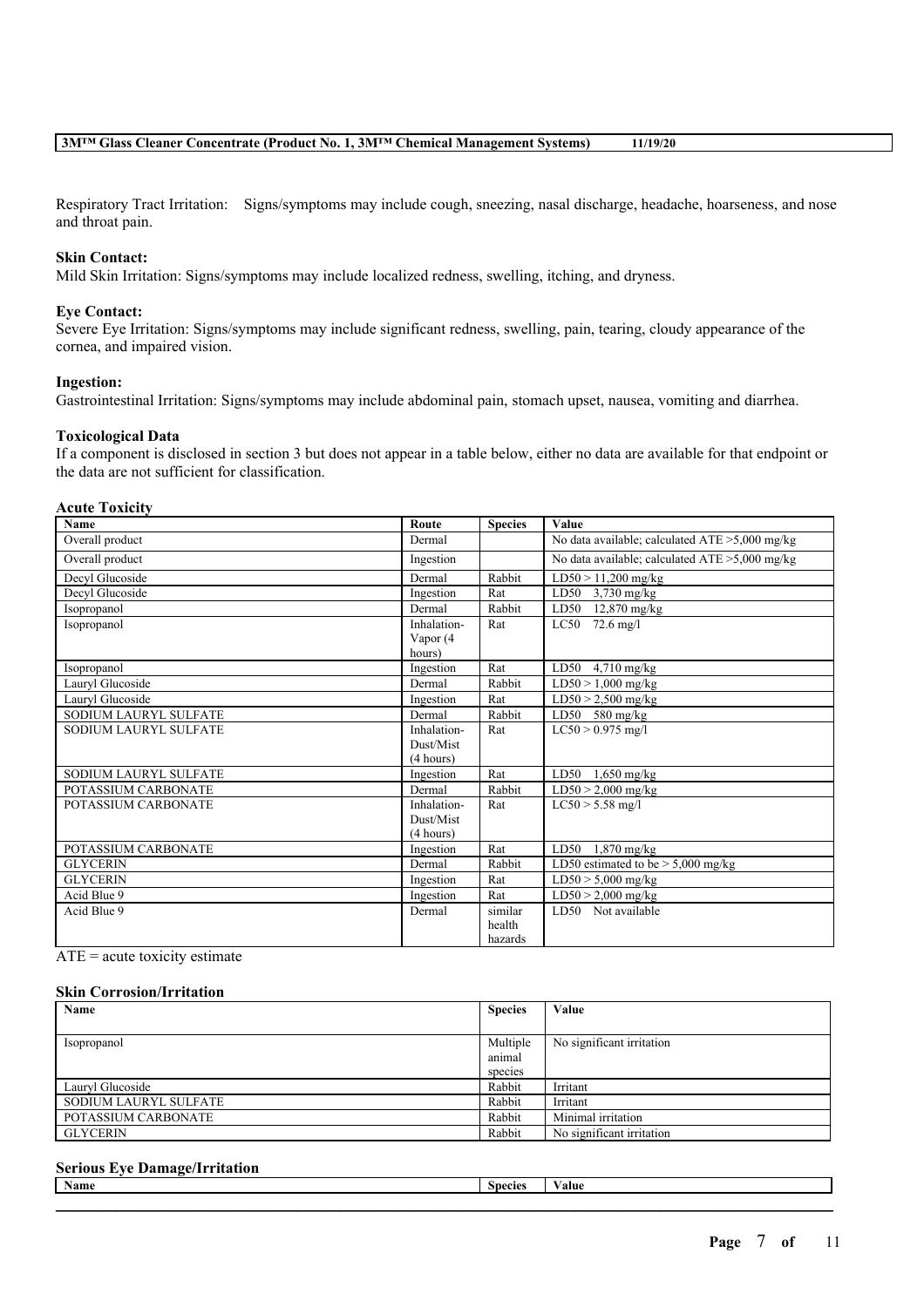Respiratory Tract Irritation: Signs/symptoms may include cough, sneezing, nasal discharge, headache, hoarseness, and nose and throat pain.

**Skin Contact:**
Mild Skin Irritation: Signs/symptoms may include localized redness, swelling, itching, and dryness.

**Eye Contact:**
Severe Eye Irritation: Signs/symptoms may include significant redness, swelling, pain, tearing, cloudy appearance of the cornea, and impaired vision.

**Ingestion:**
Gastrointestinal Irritation: Signs/symptoms may include abdominal pain, stomach upset, nausea, vomiting and diarrhea.

**Toxicological Data**
If a component is disclosed in section 3 but does not appear in a table below, either no data are available for that endpoint or the data are not sufficient for classification.

**Acute Toxicity**

| Name | Route | Species | Value |
|---|---|---|---|
| Overall product | Dermal | | No data available; calculated ATE >5,000 mg/kg |
| Overall product | Ingestion | | No data available; calculated ATE >5,000 mg/kg |
| Decyl Glucoside | Dermal | Rabbit | LD50 > 11,200 mg/kg |
| Decyl Glucoside | Ingestion | Rat | LD50 3,730 mg/kg |
| Isopropanol | Dermal | Rabbit | LD50 12,870 mg/kg |
| Isopropanol | Inhalation-Vapor (4 hours) | Rat | LC50 72.6 mg/l |
| Isopropanol | Ingestion | Rat | LD50 4,710 mg/kg |
| Lauryl Glucoside | Dermal | Rabbit | LD50 > 1,000 mg/kg |
| Lauryl Glucoside | Ingestion | Rat | LD50 > 2,500 mg/kg |
| SODIUM LAURYL SULFATE | Dermal | Rabbit | LD50 580 mg/kg |
| SODIUM LAURYL SULFATE | Inhalation-Dust/Mist (4 hours) | Rat | LC50 > 0.975 mg/l |
| SODIUM LAURYL SULFATE | Ingestion | Rat | LD50 1,650 mg/kg |
| POTASSIUM CARBONATE | Dermal | Rabbit | LD50 > 2,000 mg/kg |
| POTASSIUM CARBONATE | Inhalation-Dust/Mist (4 hours) | Rat | LC50 > 5.58 mg/l |
| POTASSIUM CARBONATE | Ingestion | Rat | LD50 1,870 mg/kg |
| GLYCERIN | Dermal | Rabbit | LD50 estimated to be > 5,000 mg/kg |
| GLYCERIN | Ingestion | Rat | LD50 > 5,000 mg/kg |
| Acid Blue 9 | Ingestion | Rat | LD50 > 2,000 mg/kg |
| Acid Blue 9 | Dermal | similar health hazards | LD50 Not available |

ATE = acute toxicity estimate

**Skin Corrosion/Irritation**

| Name | Species | Value |
|---|---|---|
| Isopropanol | Multiple animal species | No significant irritation |
| Lauryl Glucoside | Rabbit | Irritant |
| SODIUM LAURYL SULFATE | Rabbit | Irritant |
| POTASSIUM CARBONATE | Rabbit | Minimal irritation |
| GLYCERIN | Rabbit | No significant irritation |

**Serious Eye Damage/Irritation**

| Name | Species | Value |
|---|---|---|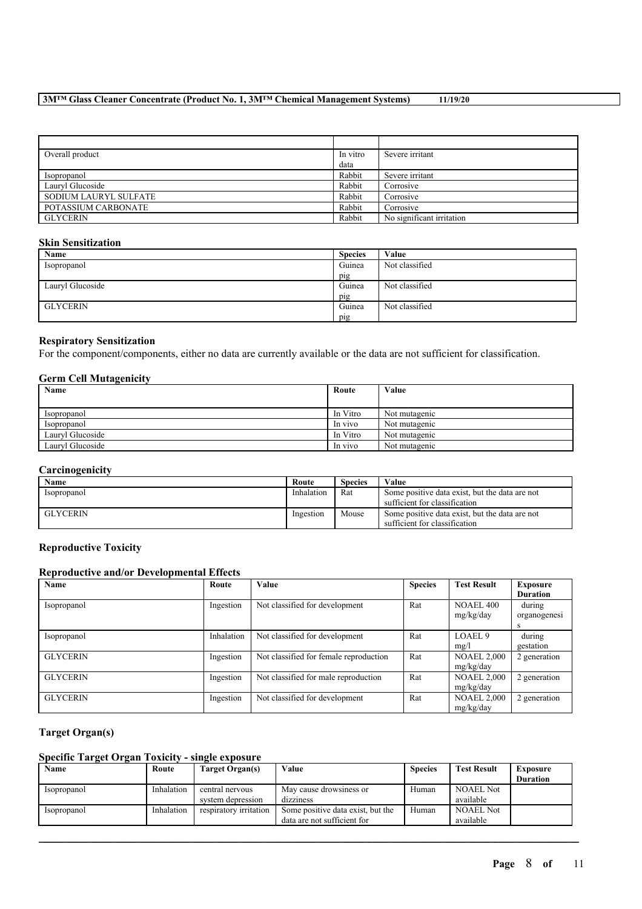| | | |
|---|---|---|
| Overall product | In vitro data | Severe irritant |
| Isopropanol | Rabbit | Severe irritant |
| Lauryl Glucoside | Rabbit | Corrosive |
| SODIUM LAURYL SULFATE | Rabbit | Corrosive |
| POTASSIUM CARBONATE | Rabbit | Corrosive |
| GLYCERIN | Rabbit | No significant irritation |

### Skin Sensitization

| Name | Species | Value |
|---|---|---|
| Isopropanol | Guinea pig | Not classified |
| Lauryl Glucoside | Guinea pig | Not classified |
| GLYCERIN | Guinea pig | Not classified |

### Respiratory Sensitization

For the component/components, either no data are currently available or the data are not sufficient for classification.

### Germ Cell Mutagenicity

| Name | Route | Value |
|---|---|---|
| Isopropanol | In Vitro | Not mutagenic |
| Isopropanol | In vivo | Not mutagenic |
| Lauryl Glucoside | In Vitro | Not mutagenic |
| Lauryl Glucoside | In vivo | Not mutagenic |

### Carcinogenicity

| Name | Route | Species | Value |
|---|---|---|---|
| Isopropanol | Inhalation | Rat | Some positive data exist, but the data are not sufficient for classification |
| GLYCERIN | Ingestion | Mouse | Some positive data exist, but the data are not sufficient for classification |

### Reproductive Toxicity

### Reproductive and/or Developmental Effects

| Name | Route | Value | Species | Test Result | Exposure Duration |
|---|---|---|---|---|---|
| Isopropanol | Ingestion | Not classified for development | Rat | NOAEL 400 mg/kg/day | during organogenesis |
| Isopropanol | Inhalation | Not classified for development | Rat | LOAEL 9 mg/l | during gestation |
| GLYCERIN | Ingestion | Not classified for female reproduction | Rat | NOAEL 2,000 mg/kg/day | 2 generation |
| GLYCERIN | Ingestion | Not classified for male reproduction | Rat | NOAEL 2,000 mg/kg/day | 2 generation |
| GLYCERIN | Ingestion | Not classified for development | Rat | NOAEL 2,000 mg/kg/day | 2 generation |

### Target Organ(s)

### Specific Target Organ Toxicity - single exposure

| Name | Route | Target Organ(s) | Value | Species | Test Result | Exposure Duration |
|---|---|---|---|---|---|---|
| Isopropanol | Inhalation | central nervous system depression | May cause drowsiness or dizziness | Human | NOAEL Not available | |
| Isopropanol | Inhalation | respiratory irritation | Some positive data exist, but the data are not sufficient for | Human | NOAEL Not available | |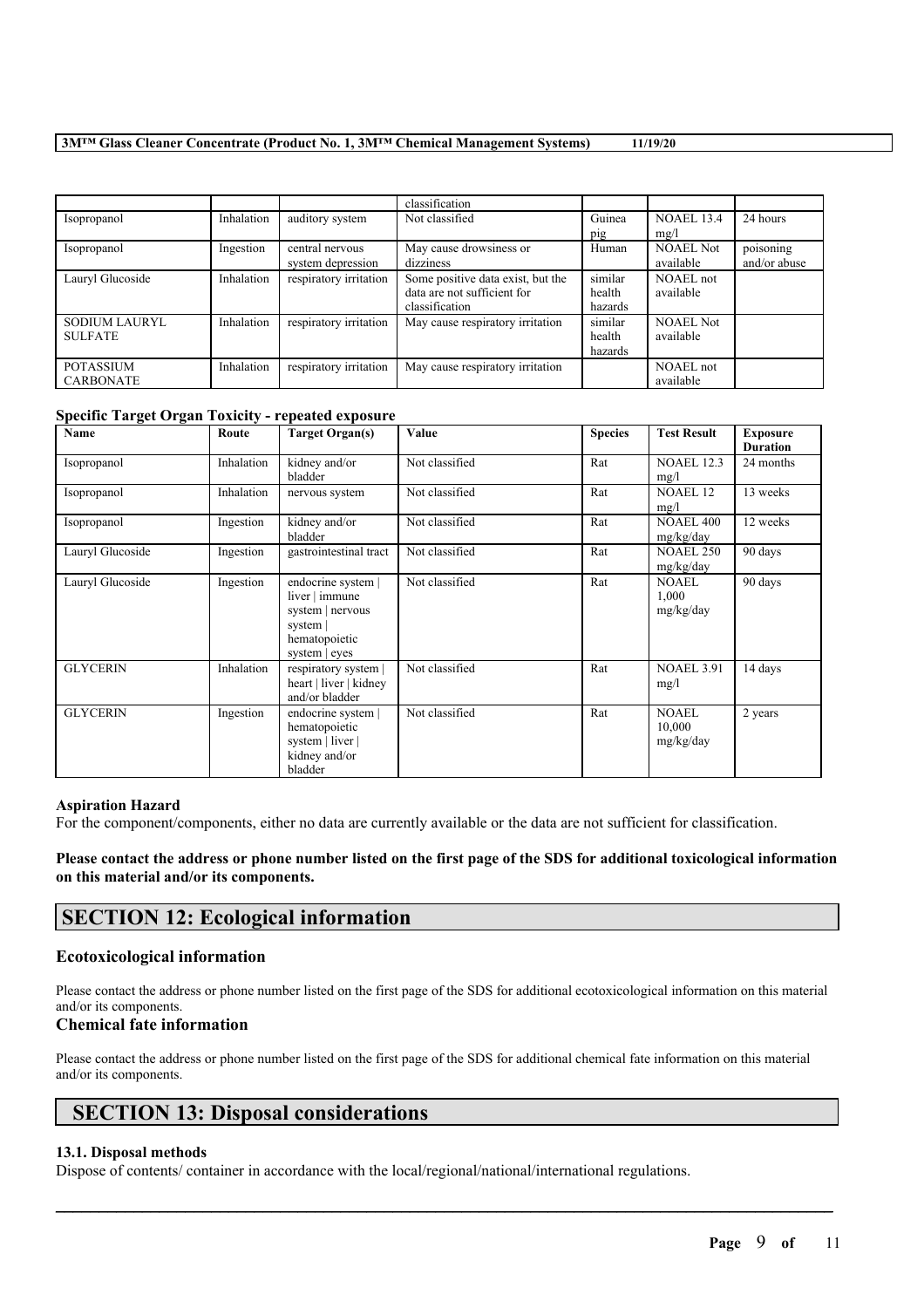| | | | | | | |
|---|---|---|---|---|---|---|
| | | | classification | | | |
| Isopropanol | Inhalation | auditory system | Not classified | Guinea pig | NOAEL 13.4 mg/l | 24 hours |
| Isopropanol | Ingestion | central nervous system depression | May cause drowsiness or dizziness | Human | NOAEL Not available | poisoning and/or abuse |
| Lauryl Glucoside | Inhalation | respiratory irritation | Some positive data exist, but the data are not sufficient for classification | similar health hazards | NOAEL not available | |
| SODIUM LAURYL SULFATE | Inhalation | respiratory irritation | May cause respiratory irritation | similar health hazards | NOAEL Not available | |
| POTASSIUM CARBONATE | Inhalation | respiratory irritation | May cause respiratory irritation | | NOAEL not available | |

**Specific Target Organ Toxicity - repeated exposure**

| Name | Route | Target Organ(s) | Value | Species | Test Result | Exposure Duration |
|---|---|---|---|---|---|---|
| Isopropanol | Inhalation | kidney and/or bladder | Not classified | Rat | NOAEL 12.3 mg/l | 24 months |
| Isopropanol | Inhalation | nervous system | Not classified | Rat | NOAEL 12 mg/l | 13 weeks |
| Isopropanol | Ingestion | kidney and/or bladder | Not classified | Rat | NOAEL 400 mg/kg/day | 12 weeks |
| Lauryl Glucoside | Ingestion | gastrointestinal tract | Not classified | Rat | NOAEL 250 mg/kg/day | 90 days |
| Lauryl Glucoside | Ingestion | endocrine system \| liver \| immune system \| nervous system \| hematopoietic system \| eyes | Not classified | Rat | NOAEL 1,000 mg/kg/day | 90 days |
| GLYCERIN | Inhalation | respiratory system \| heart \| liver \| kidney and/or bladder | Not classified | Rat | NOAEL 3.91 mg/l | 14 days |
| GLYCERIN | Ingestion | endocrine system \| hematopoietic system \| liver \| kidney and/or bladder | Not classified | Rat | NOAEL 10,000 mg/kg/day | 2 years |

**Aspiration Hazard**

For the component/components, either no data are currently available or the data are not sufficient for classification.

**Please contact the address or phone number listed on the first page of the SDS for additional toxicological information on this material and/or its components.**

## SECTION 12: Ecological information

### Ecotoxicological information

Please contact the address or phone number listed on the first page of the SDS for additional ecotoxicological information on this material and/or its components.

### Chemical fate information

Please contact the address or phone number listed on the first page of the SDS for additional chemical fate information on this material and/or its components.

## SECTION 13: Disposal considerations

**13.1. Disposal methods**

Dispose of contents/ container in accordance with the local/regional/national/international regulations.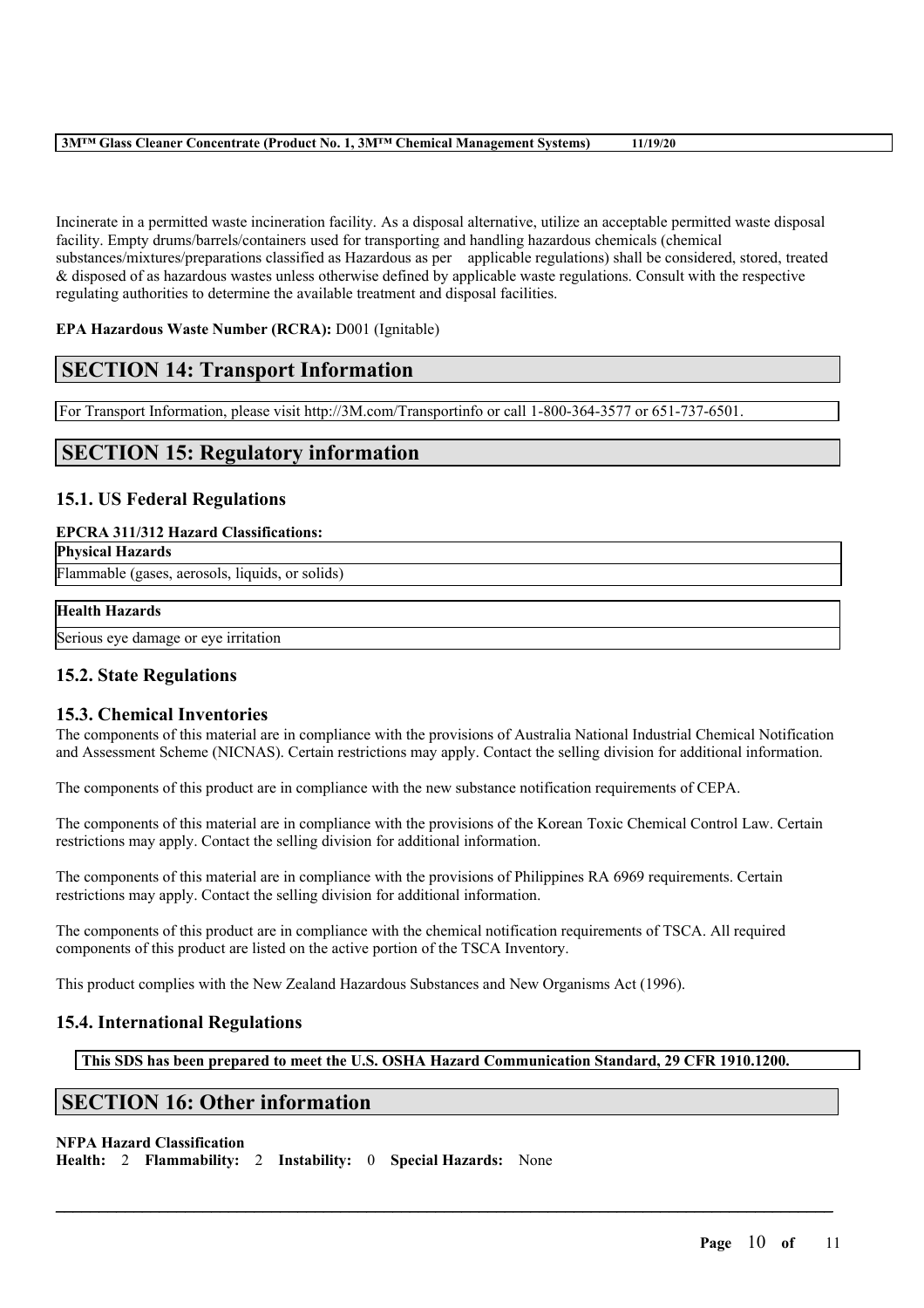Incinerate in a permitted waste incineration facility. As a disposal alternative, utilize an acceptable permitted waste disposal facility. Empty drums/barrels/containers used for transporting and handling hazardous chemicals (chemical substances/mixtures/preparations classified as Hazardous as per applicable regulations) shall be considered, stored, treated & disposed of as hazardous wastes unless otherwise defined by applicable waste regulations. Consult with the respective regulating authorities to determine the available treatment and disposal facilities.

**EPA Hazardous Waste Number (RCRA):** D001 (Ignitable)

## SECTION 14: Transport Information

For Transport Information, please visit http://3M.com/Transportinfo or call 1-800-364-3577 or 651-737-6501.

## SECTION 15: Regulatory information

### 15.1. US Federal Regulations

**EPCRA 311/312 Hazard Classifications:**

| **Physical Hazards** |
|---|
| Flammable (gases, aerosols, liquids, or solids) |

| **Health Hazards** |
|---|
| Serious eye damage or eye irritation |

### 15.2. State Regulations

### 15.3. Chemical Inventories

The components of this material are in compliance with the provisions of Australia National Industrial Chemical Notification and Assessment Scheme (NICNAS). Certain restrictions may apply. Contact the selling division for additional information.

The components of this product are in compliance with the new substance notification requirements of CEPA.

The components of this material are in compliance with the provisions of the Korean Toxic Chemical Control Law. Certain restrictions may apply. Contact the selling division for additional information.

The components of this material are in compliance with the provisions of Philippines RA 6969 requirements. Certain restrictions may apply. Contact the selling division for additional information.

The components of this product are in compliance with the chemical notification requirements of TSCA. All required components of this product are listed on the active portion of the TSCA Inventory.

This product complies with the New Zealand Hazardous Substances and New Organisms Act (1996).

### 15.4. International Regulations

**This SDS has been prepared to meet the U.S. OSHA Hazard Communication Standard, 29 CFR 1910.1200.**

## SECTION 16: Other information

**NFPA Hazard Classification**
**Health:** 2 **Flammability:** 2 **Instability:** 0 **Special Hazards:** None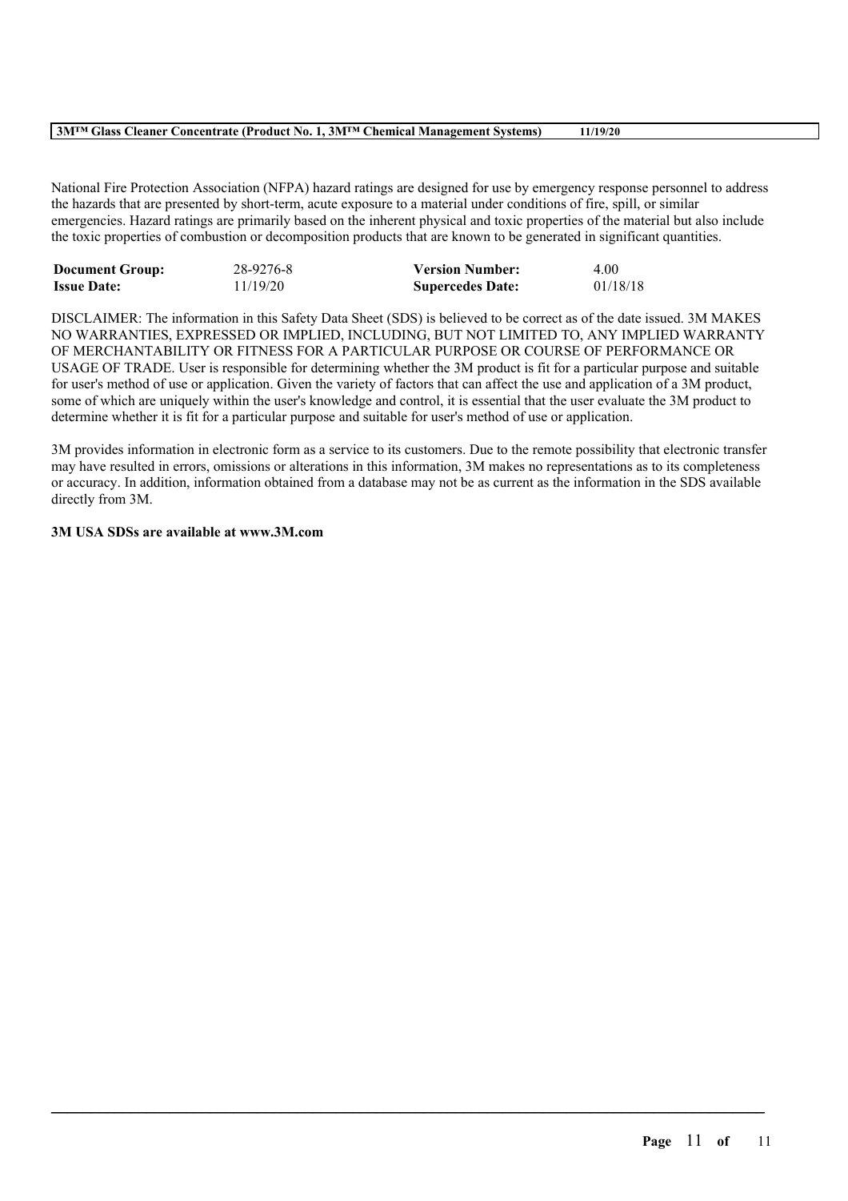National Fire Protection Association (NFPA) hazard ratings are designed for use by emergency response personnel to address the hazards that are presented by short-term, acute exposure to a material under conditions of fire, spill, or similar emergencies. Hazard ratings are primarily based on the inherent physical and toxic properties of the material but also include the toxic properties of combustion or decomposition products that are known to be generated in significant quantities.

| | | | |
|---|---|---|---|
| **Document Group:** | 28-9276-8 | **Version Number:** | 4.00 |
| **Issue Date:** | 11/19/20 | **Supercedes Date:** | 01/18/18 |

DISCLAIMER: The information in this Safety Data Sheet (SDS) is believed to be correct as of the date issued. 3M MAKES NO WARRANTIES, EXPRESSED OR IMPLIED, INCLUDING, BUT NOT LIMITED TO, ANY IMPLIED WARRANTY OF MERCHANTABILITY OR FITNESS FOR A PARTICULAR PURPOSE OR COURSE OF PERFORMANCE OR USAGE OF TRADE. User is responsible for determining whether the 3M product is fit for a particular purpose and suitable for user's method of use or application. Given the variety of factors that can affect the use and application of a 3M product, some of which are uniquely within the user's knowledge and control, it is essential that the user evaluate the 3M product to determine whether it is fit for a particular purpose and suitable for user's method of use or application.

3M provides information in electronic form as a service to its customers. Due to the remote possibility that electronic transfer may have resulted in errors, omissions or alterations in this information, 3M makes no representations as to its completeness or accuracy. In addition, information obtained from a database may not be as current as the information in the SDS available directly from 3M.

**3M USA SDSs are available at www.3M.com**